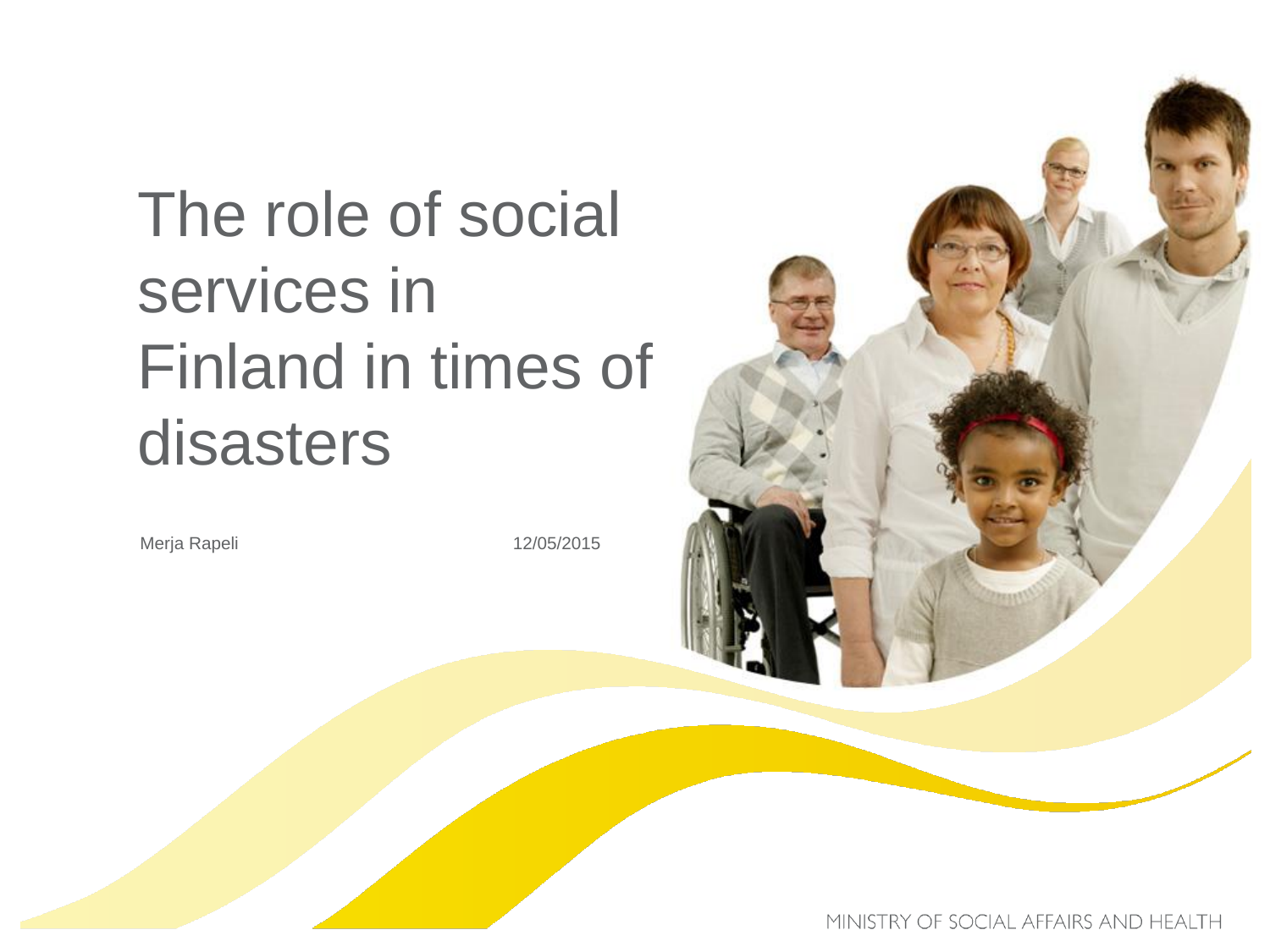# The role of social services in Finland in times of disasters

Merja Rapeli

12/05/2015

MINISTRY OF SOCIAL AFFAIRS AND HEALTH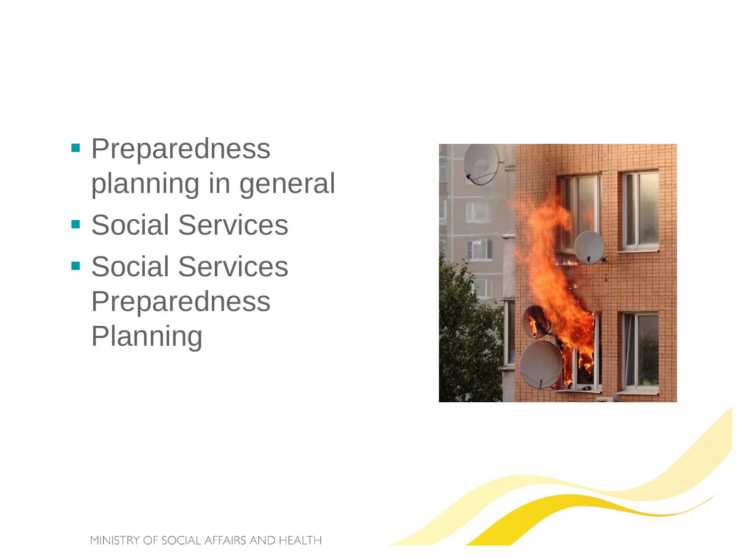- Preparedness planning in general
- Social Services
- Social Services Preparedness Planning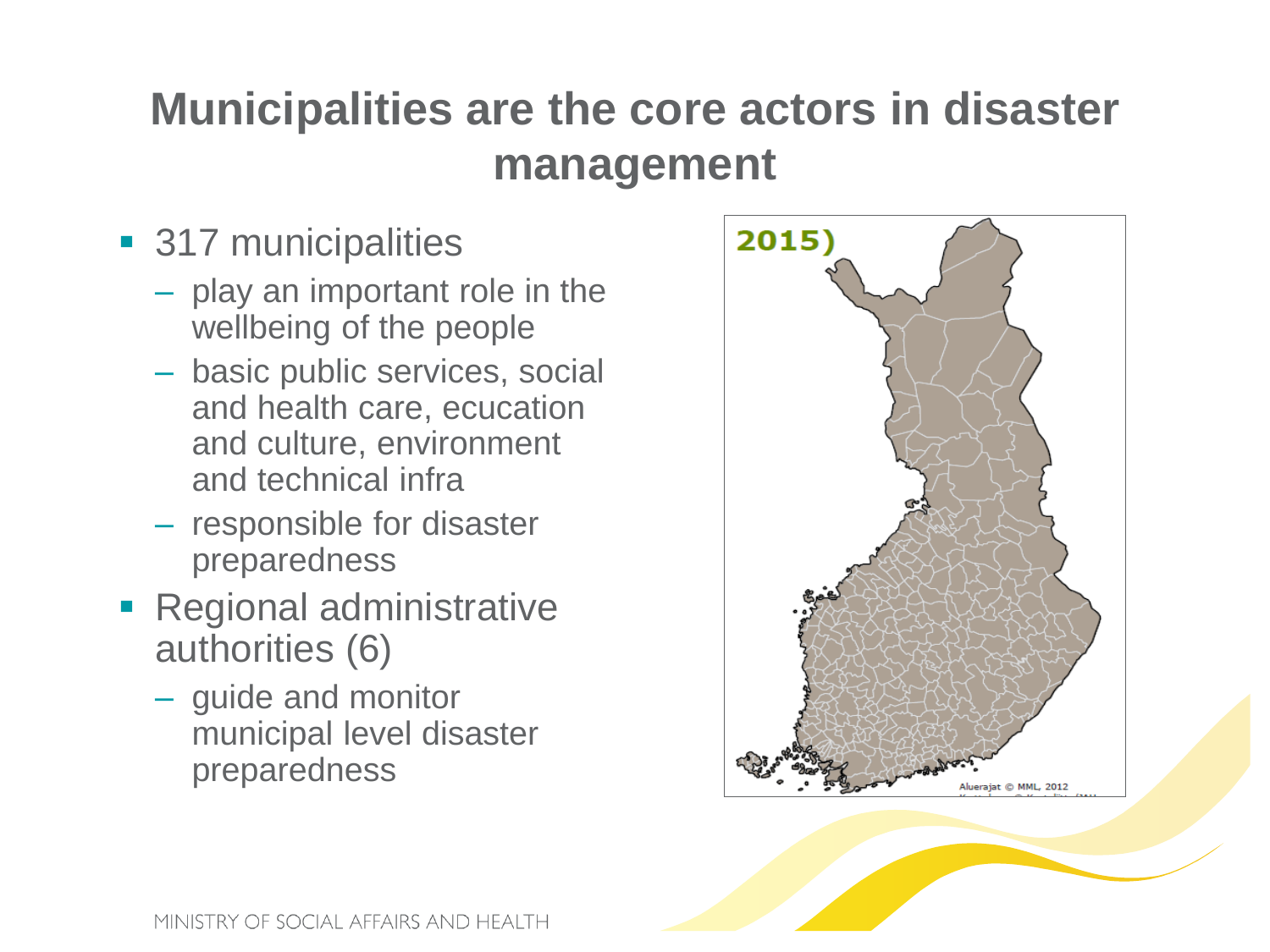# Municipalities are the core actors in disaster management

- 317 municipalities
  - play an important role in the wellbeing of the people
  - basic public services, social and health care, ecucation and culture, environment and technical infra
  - responsible for disaster preparedness
- Regional administrative authorities (6)
  - guide and monitor municipal level disaster preparedness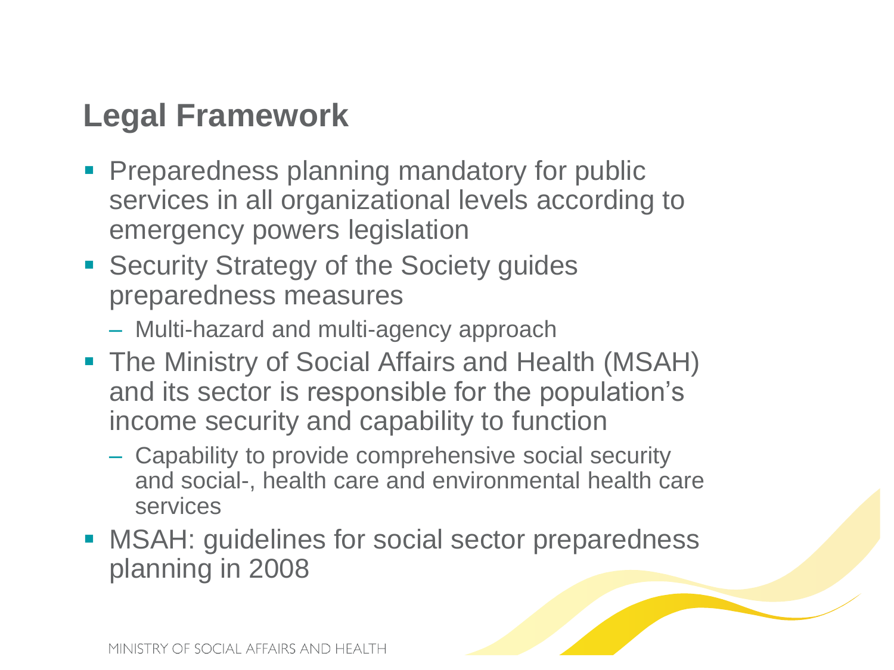## Legal Framework

- Preparedness planning mandatory for public services in all organizational levels according to emergency powers legislation
- Security Strategy of the Society guides preparedness measures
  - Multi-hazard and multi-agency approach
- The Ministry of Social Affairs and Health (MSAH) and its sector is responsible for the population's income security and capability to function
  - Capability to provide comprehensive social security and social-, health care and environmental health care services
- MSAH: guidelines for social sector preparedness planning in 2008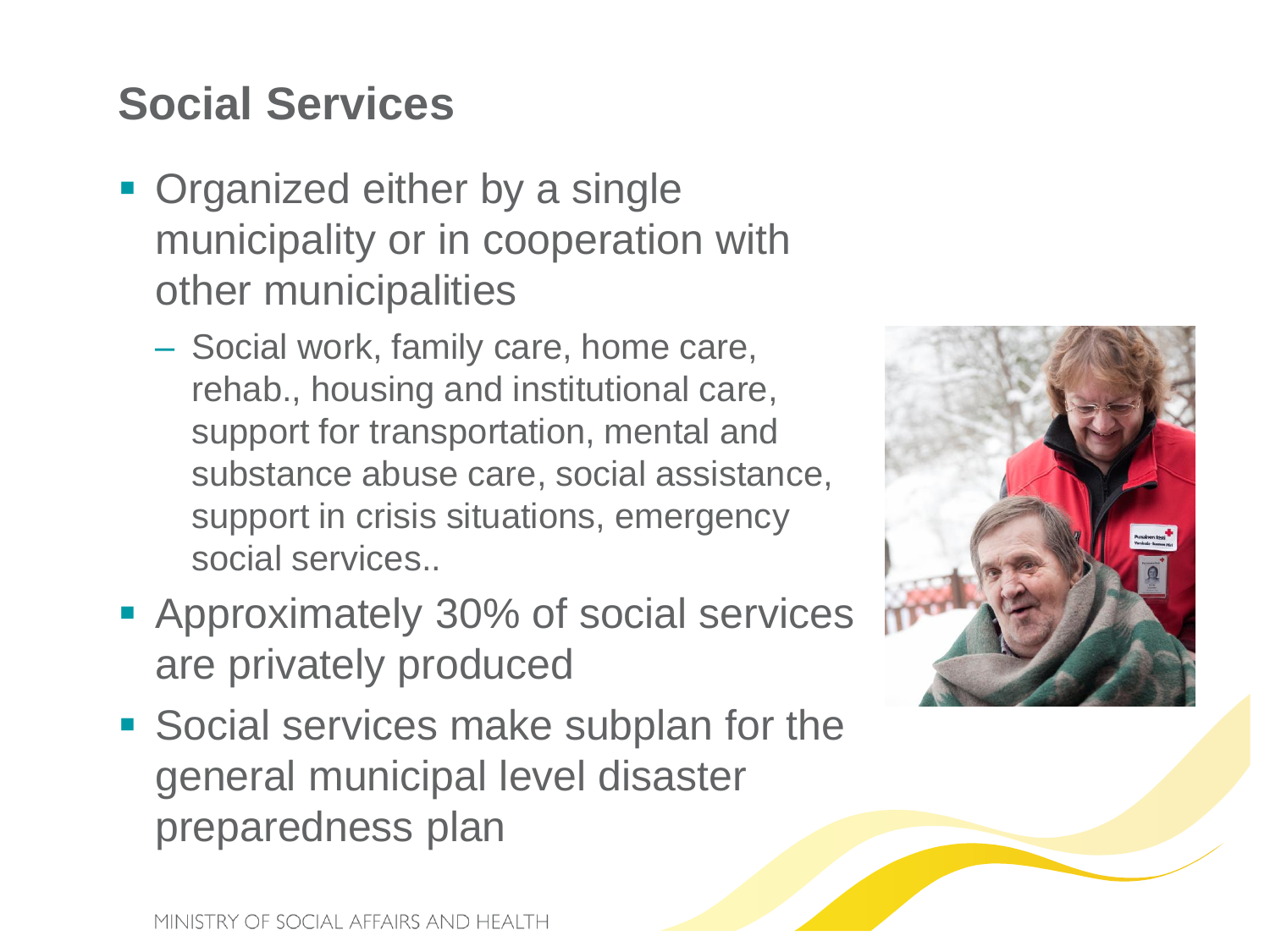## Social Services

- Organized either by a single municipality or in cooperation with other municipalities
  - Social work, family care, home care, rehab., housing and institutional care, support for transportation, mental and substance abuse care, social assistance, support in crisis situations, emergency social services..
- Approximately 30% of social services are privately produced
- Social services make subplan for the general municipal level disaster preparedness plan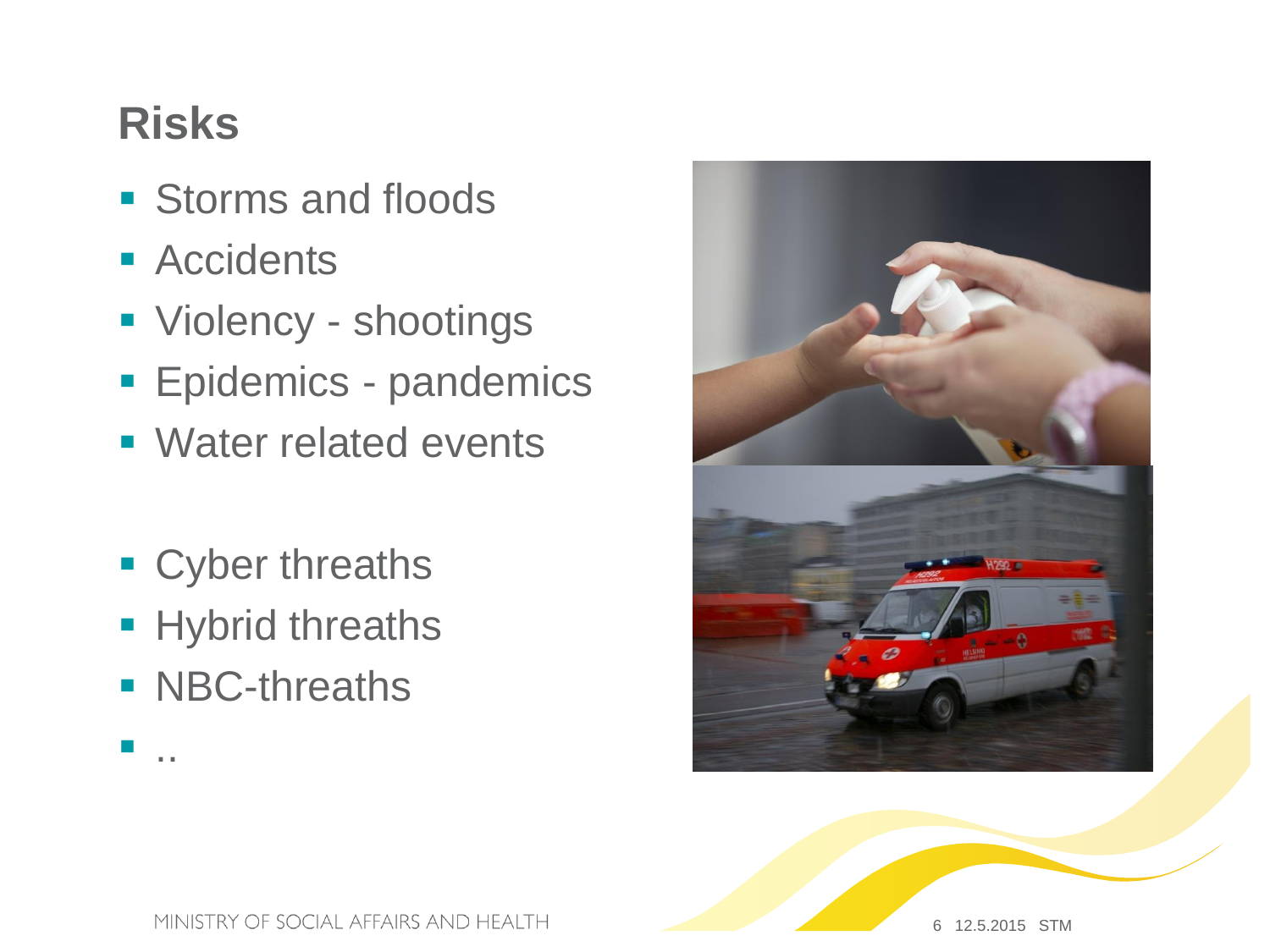## Risks

- Storms and floods
- Accidents
- Violency - shootings
- Epidemics - pandemics
- Water related events

- Cyber threaths
- Hybrid threaths
- NBC-threaths
- ..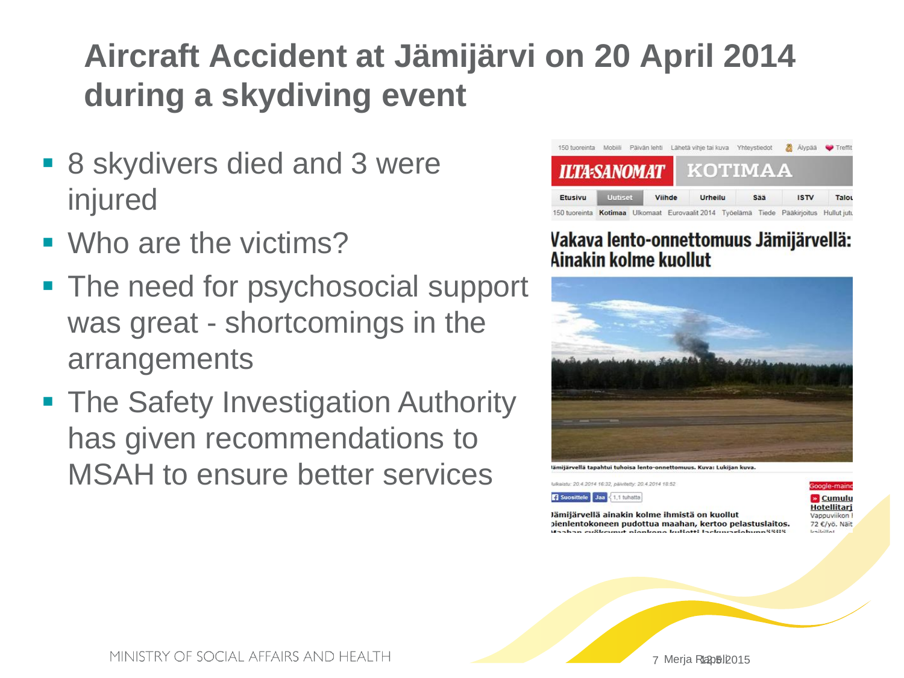# Aircraft Accident at Jämijärvi on 20 April 2014 during a skydiving event

- 8 skydivers died and 3 were injured
- Who are the victims?
- The need for psychosocial support was great - shortcomings in the arrangements
- The Safety Investigation Authority has given recommendations to MSAH to ensure better services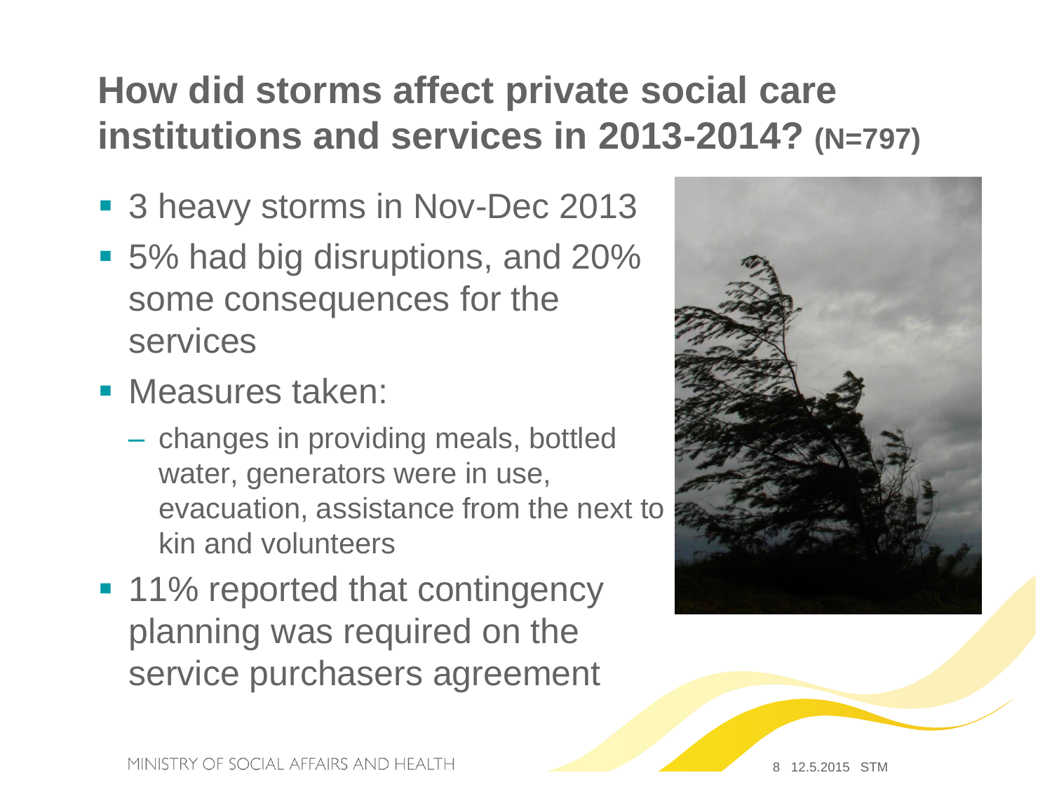# How did storms affect private social care institutions and services in 2013-2014? (N=797)

- 3 heavy storms in Nov-Dec 2013
- 5% had big disruptions, and 20% some consequences for the services
- Measures taken:
  - changes in providing meals, bottled water, generators were in use, evacuation, assistance from the next to kin and volunteers
- 11% reported that contingency planning was required on the service purchasers agreement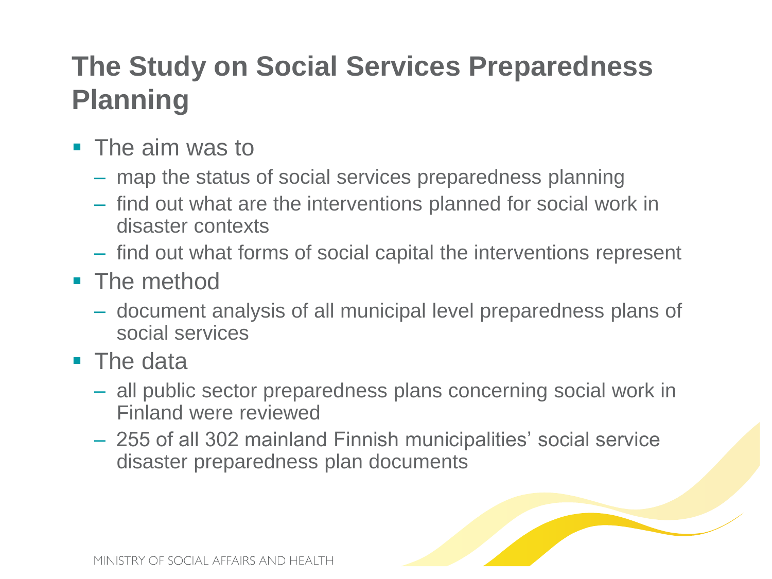# The Study on Social Services Preparedness Planning

- The aim was to
  - map the status of social services preparedness planning
  - find out what are the interventions planned for social work in disaster contexts
  - find out what forms of social capital the interventions represent
- The method
  - document analysis of all municipal level preparedness plans of social services
- The data
  - all public sector preparedness plans concerning social work in Finland were reviewed
  - 255 of all 302 mainland Finnish municipalities' social service disaster preparedness plan documents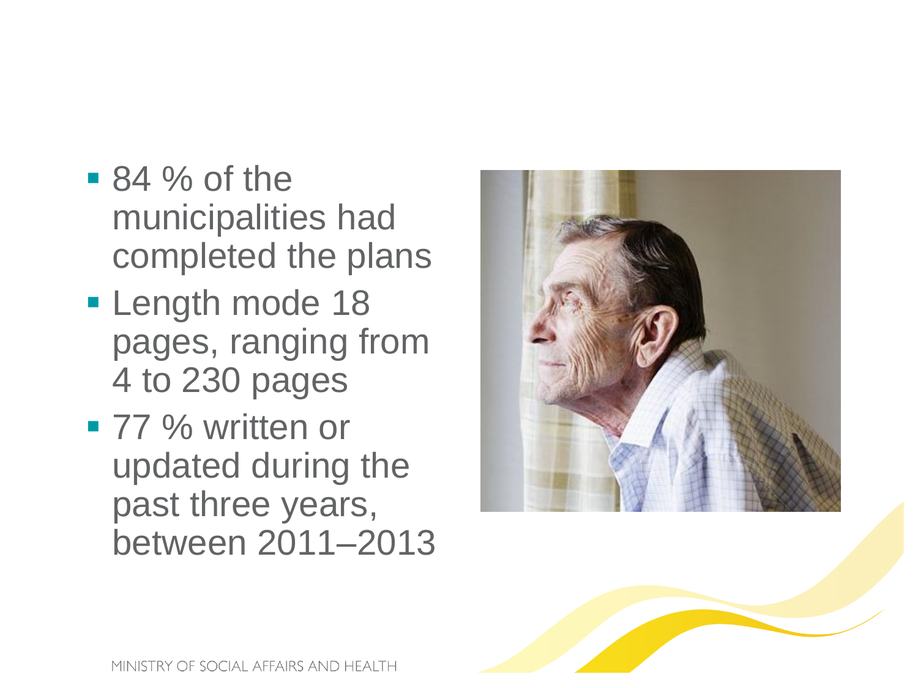- 84 % of the municipalities had completed the plans
- Length mode 18 pages, ranging from 4 to 230 pages
- 77 % written or updated during the past three years, between 2011–2013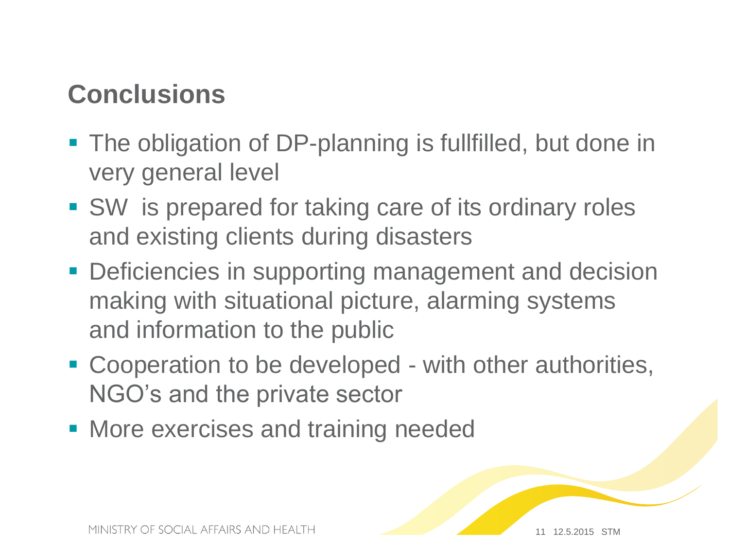## Conclusions

- The obligation of DP-planning is fullfilled, but done in very general level
- SW is prepared for taking care of its ordinary roles and existing clients during disasters
- Deficiencies in supporting management and decision making with situational picture, alarming systems and information to the public
- Cooperation to be developed - with other authorities, NGO's and the private sector
- More exercises and training needed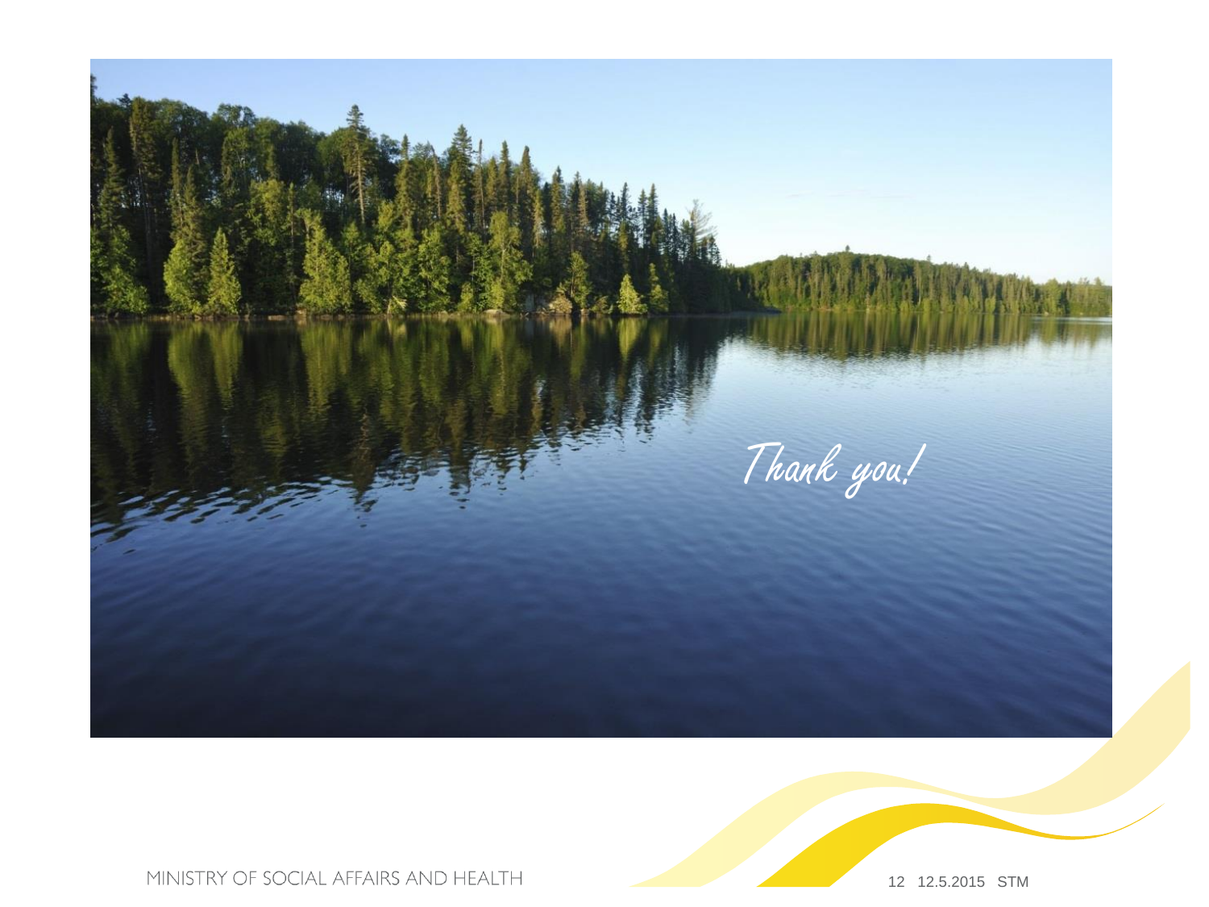Thank you!